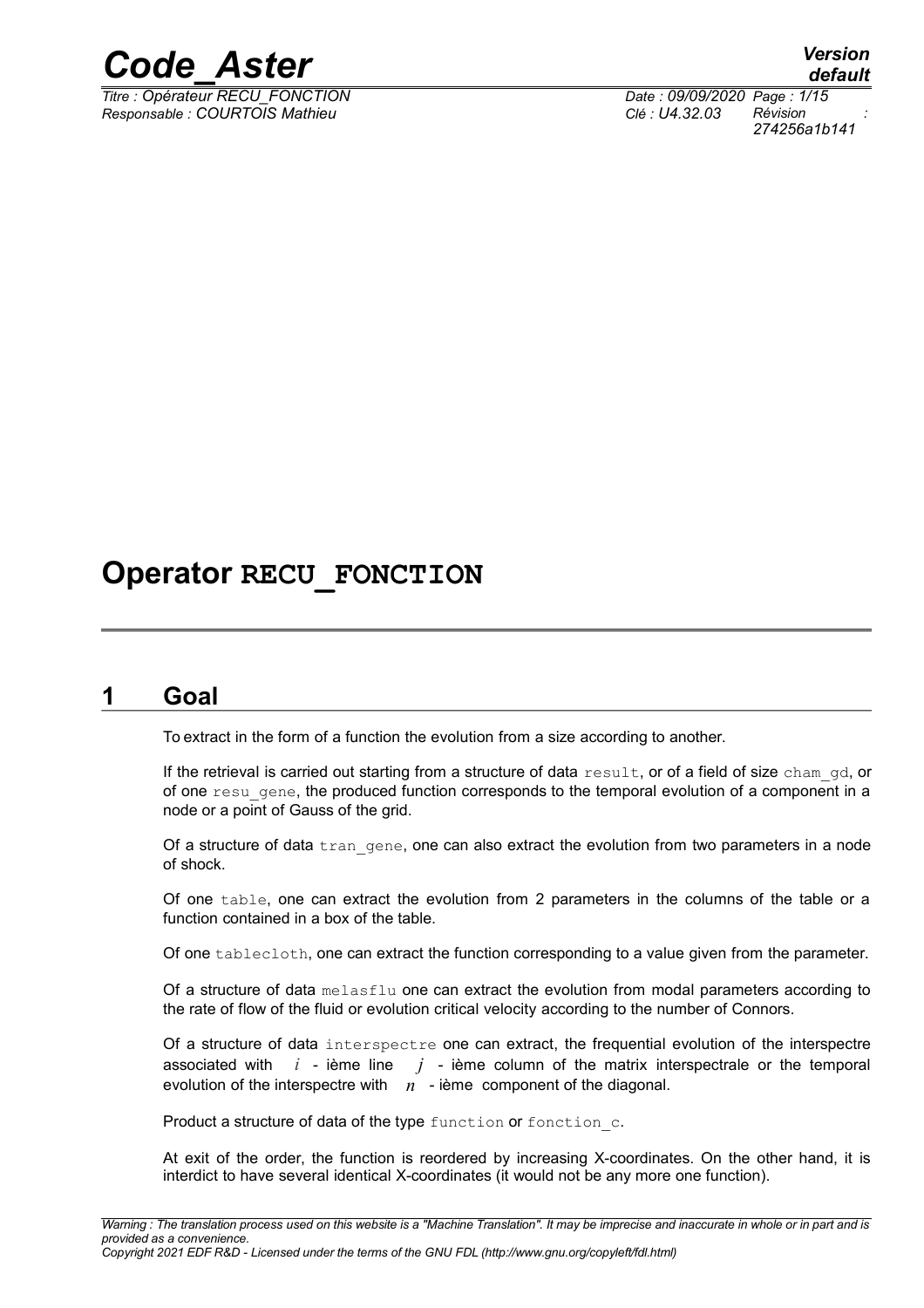# Operator **RECU_FONCTION**

## 1 Goal

To extract in the form of a function the evolution from a size according to another.

If the retrieval is carried out starting from a structure of data `result`, or of a field of size `cham_gd`, or of one `resu_gene`, the produced function corresponds to the temporal evolution of a component in a node or a point of Gauss of the grid.

Of a structure of data `tran_gene`, one can also extract the evolution from two parameters in a node of shock.

Of one `table`, one can extract the evolution from 2 parameters in the columns of the table or a function contained in a box of the table.

Of one `tablecloth`, one can extract the function corresponding to a value given from the parameter.

Of a structure of data `melasflu` one can extract the evolution from modal parameters according to the rate of flow of the fluid or evolution critical velocity according to the number of Connors.

Of a structure of data `interspectre` one can extract, the frequential evolution of the interspectre associated with $i$ - ième line $j$ - ième column of the matrix interspectrale or the temporal evolution of the interspectre with $n$ - ième component of the diagonal.

Product a structure of data of the type `function` or `fonction_c`.

At exit of the order, the function is reordered by increasing X-coordinates. On the other hand, it is interdict to have several identical X-coordinates (it would not be any more one function).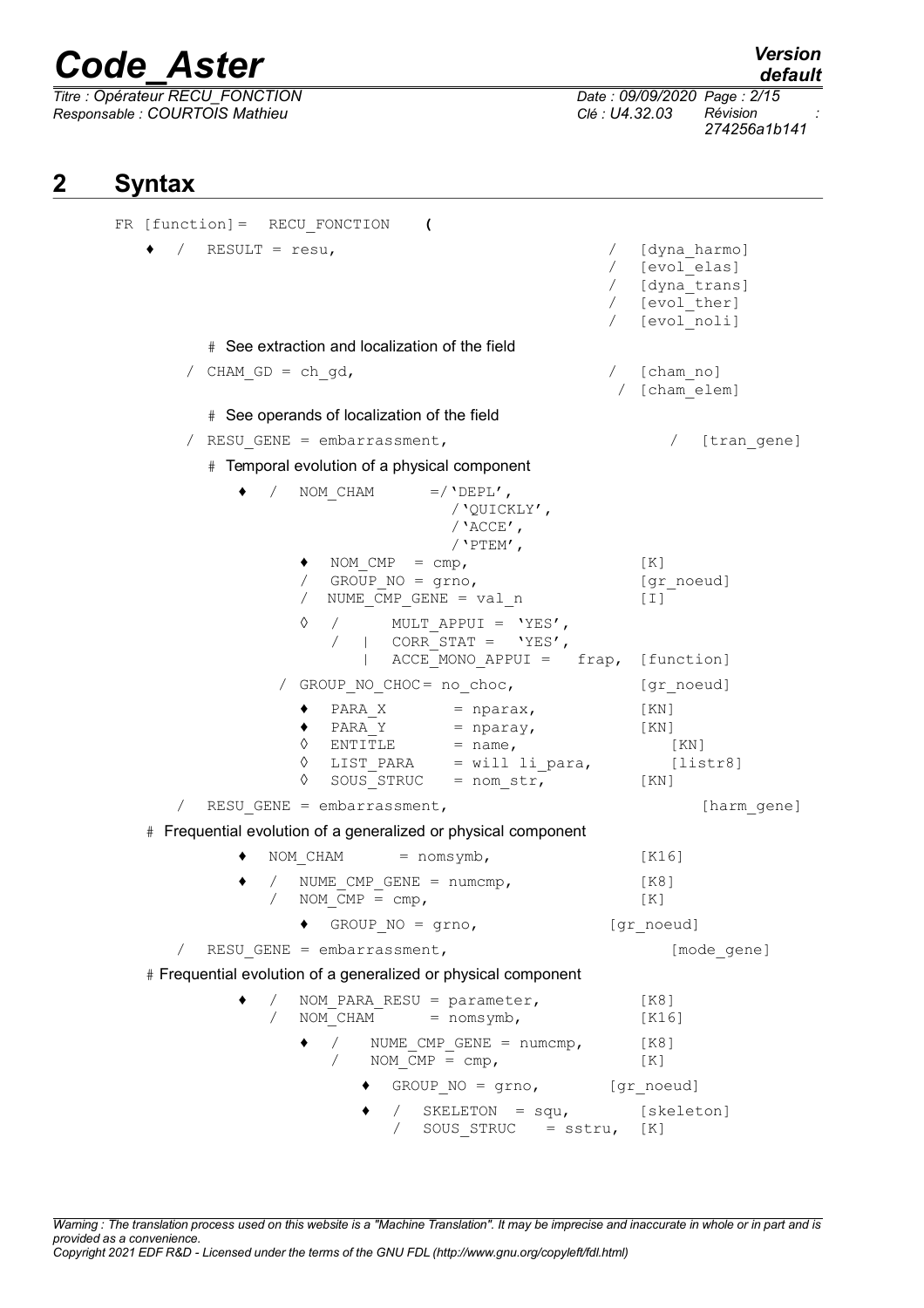# 2 Syntax

```
FR [function]=  RECU_FONCTION    (

  ♦  /  RESULT = resu,                                  /  [dyna_harmo]
                                                        /  [evol_elas]
                                                        /  [dyna_trans]
                                                        /  [evol_ther]
                                                        /  [evol_noli]

        # See extraction and localization of the field

     /  CHAM_GD = ch_gd,                                /  [cham_no]
                                                        /  [cham_elem]

        # See operands of localization of the field

     /  RESU_GENE = embarrassment,                          /  [tran_gene]

        # Temporal evolution of a physical component

           ♦  /  NOM_CHAM        =/'DEPL',
                                  /'QUICKLY',
                                  /'ACCE',
                                  /'PTEM',
                 ♦  NOM_CMP  = cmp,                        [K]
                 /  GROUP_NO = grno,                       [gr_noeud]
                 /  NUME_CMP_GENE = val_n                  [I]
                 ◊  /       MULT_APPUI = 'YES',
                    /  |    CORR_STAT =  'YES',
                       |    ACCE_MONO_APPUI =   frap,  [function]
              /  GROUP_NO_CHOC= no_choc,                   [gr_noeud]
                 ♦  PARA_X        = nparax,                [KN]
                 ♦  PARA_Y        = nparay,                [KN]
                 ◊  ENTITLE       = name,                     [KN]
                 ◊  LIST_PARA     = will li_para,             [listr8]
                 ◊  SOUS_STRUC    = nom_str,               [KN]

     /  RESU_GENE = embarrassment,                              [harm_gene]

  # Frequential evolution of a generalized or physical component

           ♦  NOM_CHAM       = nomsymb,                    [K16]
           ♦  /  NUME_CMP_GENE = numcmp,                   [K8]
              /  NOM_CMP = cmp,                            [K]
                 ♦  GROUP_NO = grno,                    [gr_noeud]

     /  RESU_GENE = embarrassment,                           [mode_gene]

  # Frequential evolution of a generalized or physical component

           ♦  /  NOM_PARA_RESU = parameter,                [K8]
              /  NOM_CHAM       = nomsymb,                 [K16]
                 ♦  /   NUME_CMP_GENE = numcmp,            [K8]
                    /   NOM_CMP = cmp,                     [K]
                       ♦  GROUP_NO = grno,              [gr_noeud]
                       ♦  /  SKELETON  = squ,              [skeleton]
                          /  SOUS_STRUC    = sstru,     [K]
```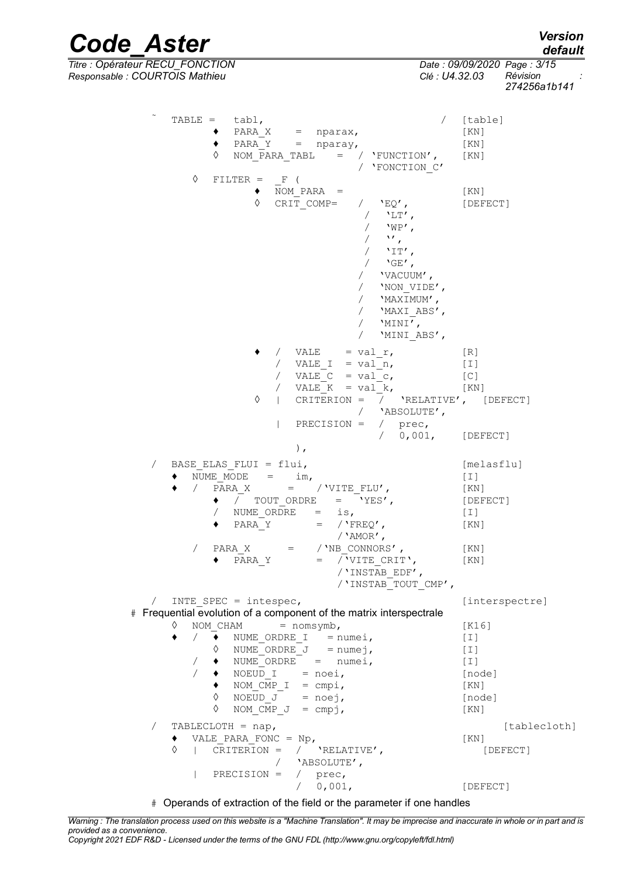```
˜   TABLE =   tabl,                              /   [table]
          ♦  PARA_X    =  nparax,                    [KN]
          ♦  PARA_Y    =  nparay,                    [KN]
          ◊  NOM_PARA_TABL    =  / 'FUNCTION',       [KN]
                                 / 'FONCTION_C'
       ◊   FILTER =   _F (
                  ♦  NOM_PARA  =                     [KN]
                  ◊  CRIT_COMP=   /  'EQ',           [DEFECT]
                                   /  'LT',
                                   /  'WP',
                                   /  '',
                                   /  'IT',
                                   /  'GE',
                                  /  'VACUUM',
                                  /  'NON_VIDE',
                                  /  'MAXIMUM',
                                  /  'MAXI_ABS',
                                  /  'MINI',
                                  /  'MINI_ABS',

                  ♦   /  VALE    = val_r,            [R]
                      /  VALE_I  = val_n,            [I]
                      /  VALE_C  = val_c,            [C]
                      /  VALE_K  = val_k,            [KN]
                  ◊   |  CRITERION =  /  'RELATIVE',  [DEFECT]
                                      /  'ABSOLUTE',
                      |  PRECISION =  /  prec,
                                      /  0,001,      [DEFECT]
                         ),

   /   BASE_ELAS_FLUI = flui,                        [melasflu]
       ♦  NUME_MODE   =    im,                       [I]
       ♦  /  PARA_X      =   /'VITE_FLU',            [KN]
            ♦  /  TOUT_ORDRE   =  'YES',             [DEFECT]
               /  NUME_ORDRE   =  is,                [I]
            ♦  PARA_Y       =  /'FREQ',              [KN]
                               /'AMOR',
          /  PARA_X      =    /'NB_CONNORS',         [KN]
            ♦  PARA_Y       =  /'VITE_CRIT',         [KN]
                               /'INSTAB_EDF',
                               /'INSTAB_TOUT_CMP',

   /   INTE_SPEC = intespec,                         [interspectre]
# Frequential evolution of a component of the matrix interspectrale
       ◊  NOM_CHAM      = nomsymb,                   [K16]
       ♦  /  ♦  NUME_ORDRE_I   = numei,              [I]
             ◊  NUME_ORDRE_J   = numej,              [I]
          /  ♦  NUME_ORDRE   =  numei,               [I]
          /  ♦  NOEUD_I    = noei,                   [node]
             ♦  NOM_CMP_I  = cmpi,                   [KN]
             ◊  NOEUD_J    = noej,                   [node]
             ◊  NOM_CMP_J  = cmpj,                   [KN]

   /   TABLECLOTH = nap,                                [tablecloth]
       ♦  VALE_PARA_FONC = Np,                       [KN]
       ◊  |  CRITERION =  /  'RELATIVE',             [DEFECT]
                          /  'ABSOLUTE',
          |  PRECISION =  /  prec,
                          /  0,001,                  [DEFECT]

   # Operands of extraction of the field or the parameter if one handles
```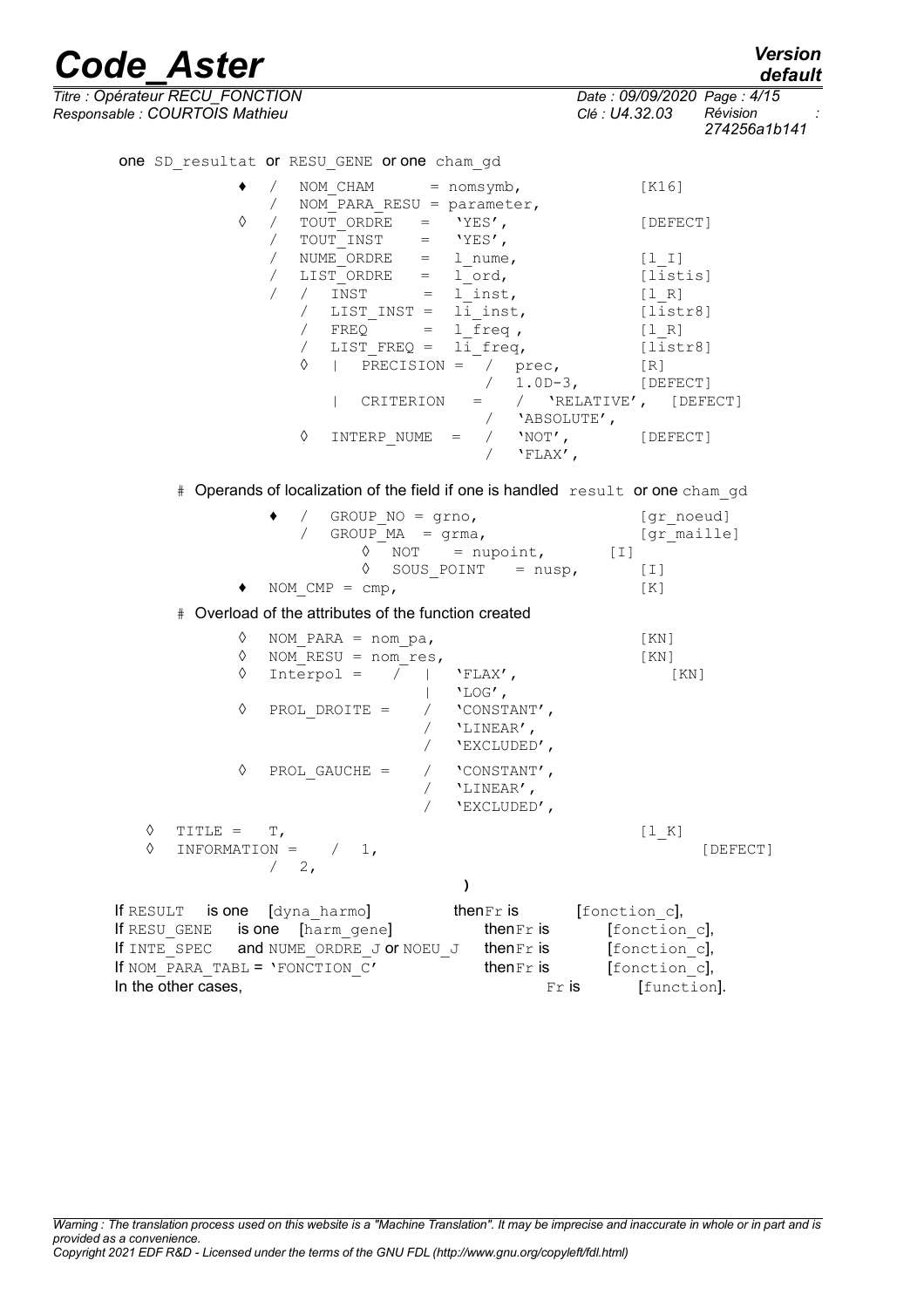one SD_resultat or RESU_GENE or one cham_gd

```
         ♦  /  NOM_CHAM       = nomsymb,                  [K16]
            /  NOM_PARA_RESU = parameter,
         ◊  /  TOUT_ORDRE    =  'YES',                    [DEFECT]
            /  TOUT_INST     =  'YES',
            /  NUME_ORDRE    =  l_nume,                   [l_I]
            /  LIST_ORDRE    =  l_ord,                    [listis]
            /  /  INST       =  l_inst,                   [l_R]
               /  LIST_INST =  li_inst,                   [listr8]
               /  FREQ      =  l_freq ,                  [l_R]
               /  LIST_FREQ =  li_freq,                   [listr8]
               ◊  |  PRECISION =  /  prec,                [R]
                                  /  1.0D-3,              [DEFECT]
                  |  CRITERION   =   /  'RELATIVE',  [DEFECT]
                                     /  'ABSOLUTE',
               ◊  INTERP_NUME  =  /  'NOT',               [DEFECT]
                                  /  'FLAX',
```

# Operands of localization of the field if one is handled result or one cham_gd

```
         ♦  /  GROUP_NO = grno,                           [gr_noeud]
            /  GROUP_MA  = grma,                          [gr_maille]
                  ◊  NOT     = nupoint,           [I]
                  ◊  SOUS_POINT   = nusp,                 [I]
         ♦  NOM_CMP = cmp,                                [K]
```

# Overload of the attributes of the function created

```
         ◊  NOM_PARA = nom_pa,                            [KN]
         ◊  NOM_RESU = nom_res,                           [KN]
         ◊  Interpol =   /  |  'FLAX',                       [KN]
                            |  'LOG',
         ◊  PROL_DROITE =   /  'CONSTANT',
                            /  'LINEAR',
                            /  'EXCLUDED',
         ◊  PROL_GAUCHE =   /  'CONSTANT',
                            /  'LINEAR',
                            /  'EXCLUDED',
   ◊  TITLE =  T,                                         [l_K]
   ◊  INFORMATION =   /  1,                                       [DEFECT]
                      /  2,
                                    )
```

If RESULT is one [dyna_harmo] then Fr is [fonction_c],
If RESU_GENE is one [harm_gene] then Fr is [fonction_c],
If INTE_SPEC and NUME_ORDRE_J or NOEU_J then Fr is [fonction_c],
If NOM_PARA_TABL = 'FONCTION_C' then Fr is [fonction_c],
In the other cases, Fr is [function].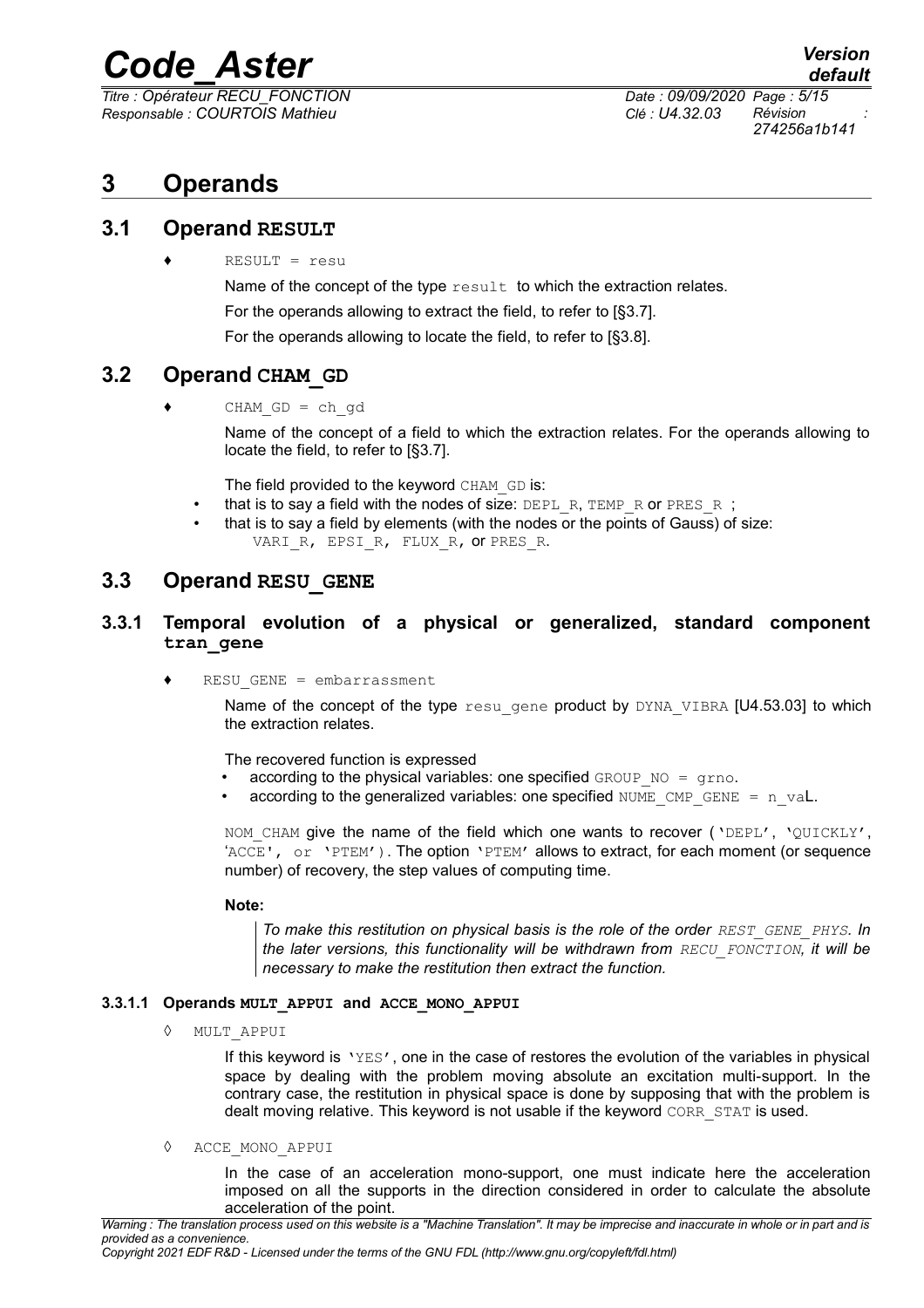# 3 Operands

## 3.1 Operand RESULT

♦ RESULT = resu

Name of the concept of the type result to which the extraction relates.

For the operands allowing to extract the field, to refer to [§3.7].

For the operands allowing to locate the field, to refer to [§3.8].

## 3.2 Operand CHAM_GD

♦ CHAM_GD = ch_gd

Name of the concept of a field to which the extraction relates. For the operands allowing to locate the field, to refer to [§3.7].

The field provided to the keyword CHAM_GD is:

- that is to say a field with the nodes of size: DEPL_R, TEMP_R or PRES_R ;
- that is to say a field by elements (with the nodes or the points of Gauss) of size: VARI_R, EPSI_R, FLUX_R, or PRES_R.

## 3.3 Operand RESU_GENE

### 3.3.1 Temporal evolution of a physical or generalized, standard component tran_gene

♦ RESU_GENE = embarrassment

Name of the concept of the type resu_gene product by DYNA_VIBRA [U4.53.03] to which the extraction relates.

The recovered function is expressed

- according to the physical variables: one specified GROUP_NO = grno.
- according to the generalized variables: one specified NUME_CMP_GENE = n_vaL.

NOM_CHAM give the name of the field which one wants to recover ('DEPL', 'QUICKLY', 'ACCE', or 'PTEM'). The option 'PTEM' allows to extract, for each moment (or sequence number) of recovery, the step values of computing time.

**Note:**

> *To make this restitution on physical basis is the role of the order REST_GENE_PHYS. In the later versions, this functionality will be withdrawn from RECU_FONCTION, it will be necessary to make the restitution then extract the function.*

#### 3.3.1.1 Operands MULT_APPUI and ACCE_MONO_APPUI

◊ MULT_APPUI

If this keyword is 'YES', one in the case of restores the evolution of the variables in physical space by dealing with the problem moving absolute an excitation multi-support. In the contrary case, the restitution in physical space is done by supposing that with the problem is dealt moving relative. This keyword is not usable if the keyword CORR_STAT is used.

◊ ACCE_MONO_APPUI

In the case of an acceleration mono-support, one must indicate here the acceleration imposed on all the supports in the direction considered in order to calculate the absolute acceleration of the point.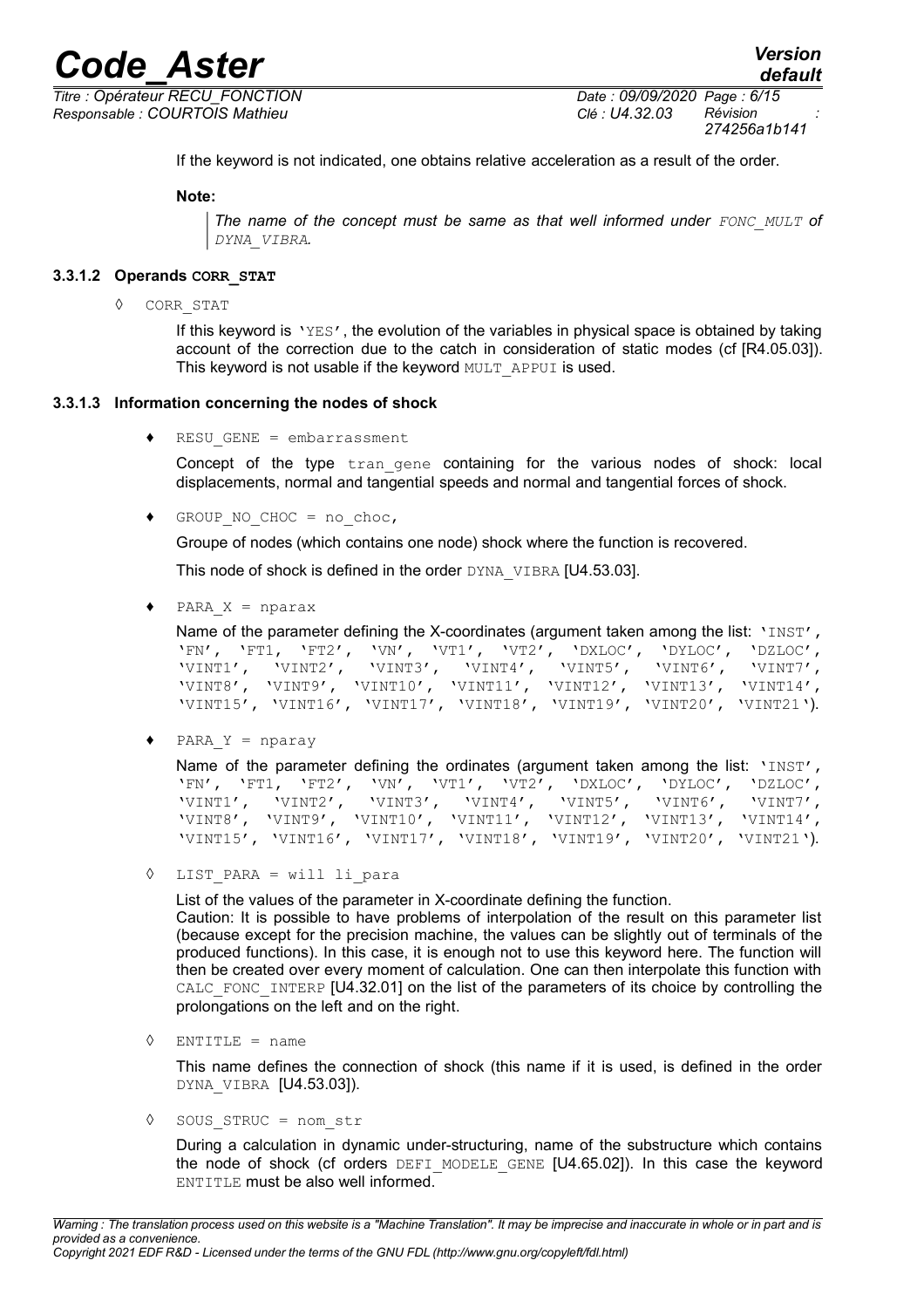If the keyword is not indicated, one obtains relative acceleration as a result of the order.

**Note:**

> *The name of the concept must be same as that well informed under `FONC_MULT` of `DYNA_VIBRA`.*

#### 3.3.1.2 Operands `CORR_STAT`

◊ `CORR_STAT`

If this keyword is `'YES'`, the evolution of the variables in physical space is obtained by taking account of the correction due to the catch in consideration of static modes (cf [R4.05.03]). This keyword is not usable if the keyword `MULT_APPUI` is used.

#### 3.3.1.3 Information concerning the nodes of shock

♦ `RESU_GENE = embarrassment`

Concept of the type `tran_gene` containing for the various nodes of shock: local displacements, normal and tangential speeds and normal and tangential forces of shock.

♦ `GROUP_NO_CHOC = no_choc,`

Groupe of nodes (which contains one node) shock where the function is recovered.

This node of shock is defined in the order `DYNA_VIBRA` [U4.53.03].

♦ `PARA_X = nparax`

Name of the parameter defining the X-coordinates (argument taken among the list: `'INST'`, `'FN'`, `'FT1'`, `'FT2'`, `'VN'`, `'VT1'`, `'VT2'`, `'DXLOC'`, `'DYLOC'`, `'DZLOC'`, `'VINT1'`, `'VINT2'`, `'VINT3'`, `'VINT4'`, `'VINT5'`, `'VINT6'`, `'VINT7'`, `'VINT8'`, `'VINT9'`, `'VINT10'`, `'VINT11'`, `'VINT12'`, `'VINT13'`, `'VINT14'`, `'VINT15'`, `'VINT16'`, `'VINT17'`, `'VINT18'`, `'VINT19'`, `'VINT20'`, `'VINT21'`).

♦ `PARA_Y = nparay`

Name of the parameter defining the ordinates (argument taken among the list: `'INST'`, `'FN'`, `'FT1'`, `'FT2'`, `'VN'`, `'VT1'`, `'VT2'`, `'DXLOC'`, `'DYLOC'`, `'DZLOC'`, `'VINT1'`, `'VINT2'`, `'VINT3'`, `'VINT4'`, `'VINT5'`, `'VINT6'`, `'VINT7'`, `'VINT8'`, `'VINT9'`, `'VINT10'`, `'VINT11'`, `'VINT12'`, `'VINT13'`, `'VINT14'`, `'VINT15'`, `'VINT16'`, `'VINT17'`, `'VINT18'`, `'VINT19'`, `'VINT20'`, `'VINT21'`).

◊ `LIST_PARA = will li_para`

List of the values of the parameter in X-coordinate defining the function.
Caution: It is possible to have problems of interpolation of the result on this parameter list (because except for the precision machine, the values can be slightly out of terminals of the produced functions). In this case, it is enough not to use this keyword here. The function will then be created over every moment of calculation. One can then interpolate this function with `CALC_FONC_INTERP` [U4.32.01] on the list of the parameters of its choice by controlling the prolongations on the left and on the right.

◊ `ENTITLE = name`

This name defines the connection of shock (this name if it is used, is defined in the order `DYNA_VIBRA` [U4.53.03]).

◊ `SOUS_STRUC = nom_str`

During a calculation in dynamic under-structuring, name of the substructure which contains the node of shock (cf orders `DEFI_MODELE_GENE` [U4.65.02]). In this case the keyword `ENTITLE` must be also well informed.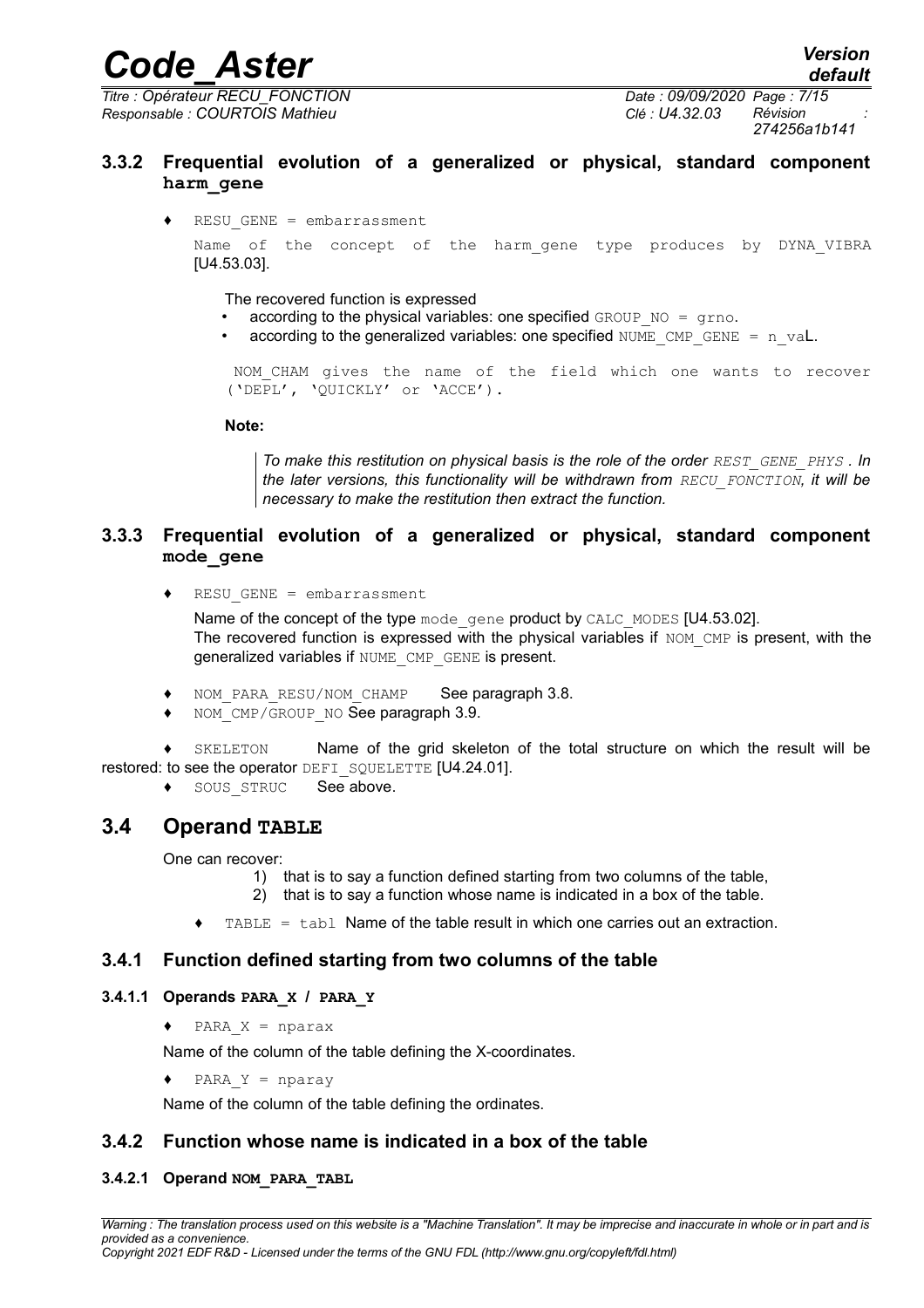### 3.3.2 Frequential evolution of a generalized or physical, standard component **harm_gene**

♦ `RESU_GENE = embarrassment`

`Name of the concept of the harm_gene type produces by DYNA_VIBRA` [U4.53.03].

The recovered function is expressed

- according to the physical variables: one specified `GROUP_NO = grno`.
- according to the generalized variables: one specified `NUME_CMP_GENE = n_vaL`.

`NOM_CHAM gives the name of the field which one wants to recover ('DEPL', 'QUICKLY' or 'ACCE').`

**Note:**

> *To make this restitution on physical basis is the role of the order `REST_GENE_PHYS` . In the later versions, this functionality will be withdrawn from `RECU_FONCTION`, it will be necessary to make the restitution then extract the function.*

### 3.3.3 Frequential evolution of a generalized or physical, standard component **mode_gene**

♦ `RESU_GENE = embarrassment`

Name of the concept of the type `mode_gene` product by `CALC_MODES` [U4.53.02].
The recovered function is expressed with the physical variables if `NOM_CMP` is present, with the generalized variables if `NUME_CMP_GENE` is present.

♦ `NOM_PARA_RESU/NOM_CHAMP` See paragraph 3.8.

♦ `NOM_CMP/GROUP_NO` See paragraph 3.9.

♦ `SKELETON` Name of the grid skeleton of the total structure on which the result will be restored: to see the operator `DEFI_SQUELETTE` [U4.24.01].

♦ `SOUS_STRUC` See above.

## 3.4 Operand **TABLE**

One can recover:

1) that is to say a function defined starting from two columns of the table,
2) that is to say a function whose name is indicated in a box of the table.

♦ `TABLE = tabl` Name of the table result in which one carries out an extraction.

### 3.4.1 Function defined starting from two columns of the table

#### 3.4.1.1 Operands **PARA_X / PARA_Y**

♦ `PARA_X = nparax`

Name of the column of the table defining the X-coordinates.

♦ `PARA_Y = nparay`

Name of the column of the table defining the ordinates.

### 3.4.2 Function whose name is indicated in a box of the table

#### 3.4.2.1 Operand **NOM_PARA_TABL**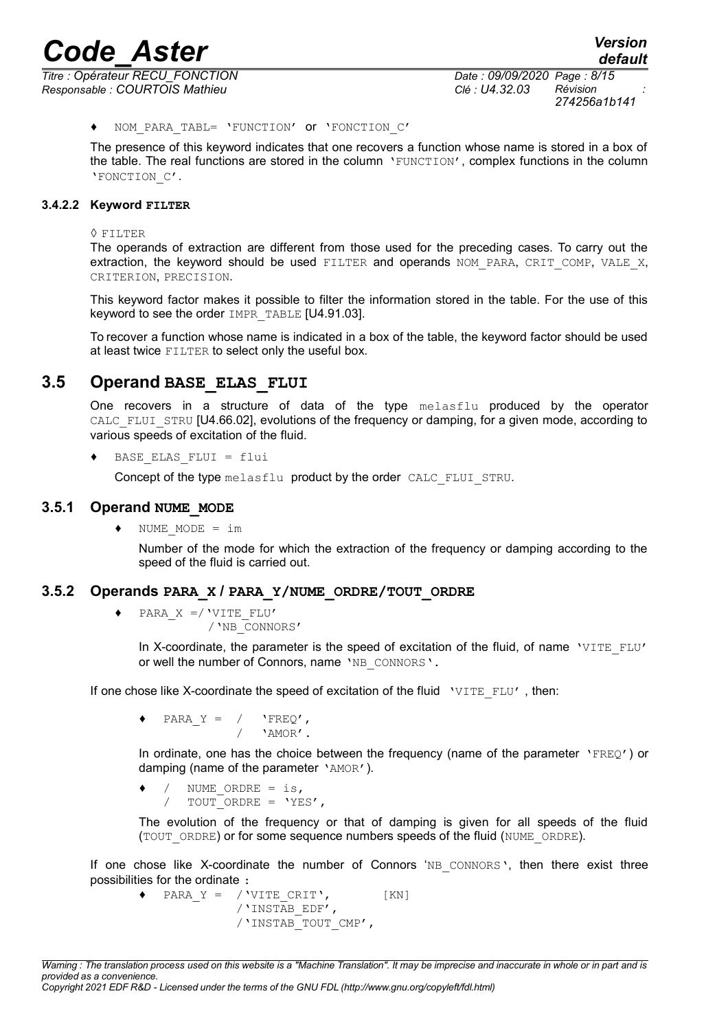♦ NOM_PARA_TABL= 'FUNCTION' or 'FONCTION_C'

The presence of this keyword indicates that one recovers a function whose name is stored in a box of the table. The real functions are stored in the column 'FUNCTION', complex functions in the column 'FONCTION_C'.

#### 3.4.2.2 Keyword FILTER

◊ FILTER

The operands of extraction are different from those used for the preceding cases. To carry out the extraction, the keyword should be used FILTER and operands NOM_PARA, CRIT_COMP, VALE_X, CRITERION, PRECISION.

This keyword factor makes it possible to filter the information stored in the table. For the use of this keyword to see the order IMPR_TABLE [U4.91.03].

To recover a function whose name is indicated in a box of the table, the keyword factor should be used at least twice FILTER to select only the useful box.

## 3.5 Operand BASE_ELAS_FLUI

One recovers in a structure of data of the type melasflu produced by the operator CALC_FLUI_STRU [U4.66.02], evolutions of the frequency or damping, for a given mode, according to various speeds of excitation of the fluid.

♦ BASE_ELAS_FLUI = flui

Concept of the type melasflu product by the order CALC_FLUI_STRU.

### 3.5.1 Operand NUME_MODE

♦ NUME_MODE = im

Number of the mode for which the extraction of the frequency or damping according to the speed of the fluid is carried out.

### 3.5.2 Operands PARA_X / PARA_Y/NUME_ORDRE/TOUT_ORDRE

```
♦ PARA_X =/'VITE_FLU'
          /'NB_CONNORS'
```

In X-coordinate, the parameter is the speed of excitation of the fluid, of name 'VITE_FLU' or well the number of Connors, name 'NB_CONNORS'.

If one chose like X-coordinate the speed of excitation of the fluid 'VITE_FLU' , then:

```
♦ PARA_Y = /  'FREQ',
           /  'AMOR'.
```

In ordinate, one has the choice between the frequency (name of the parameter 'FREQ') or damping (name of the parameter 'AMOR').

```
♦ /  NUME_ORDRE = is,
  /  TOUT_ORDRE = 'YES',
```

The evolution of the frequency or that of damping is given for all speeds of the fluid (TOUT_ORDRE) or for some sequence numbers speeds of the fluid (NUME_ORDRE).

If one chose like X-coordinate the number of Connors 'NB_CONNORS', then there exist three possibilities for the ordinate :

```
♦ PARA_Y = /'VITE_CRIT',       [KN]
           /'INSTAB_EDF',
           /'INSTAB_TOUT_CMP',
```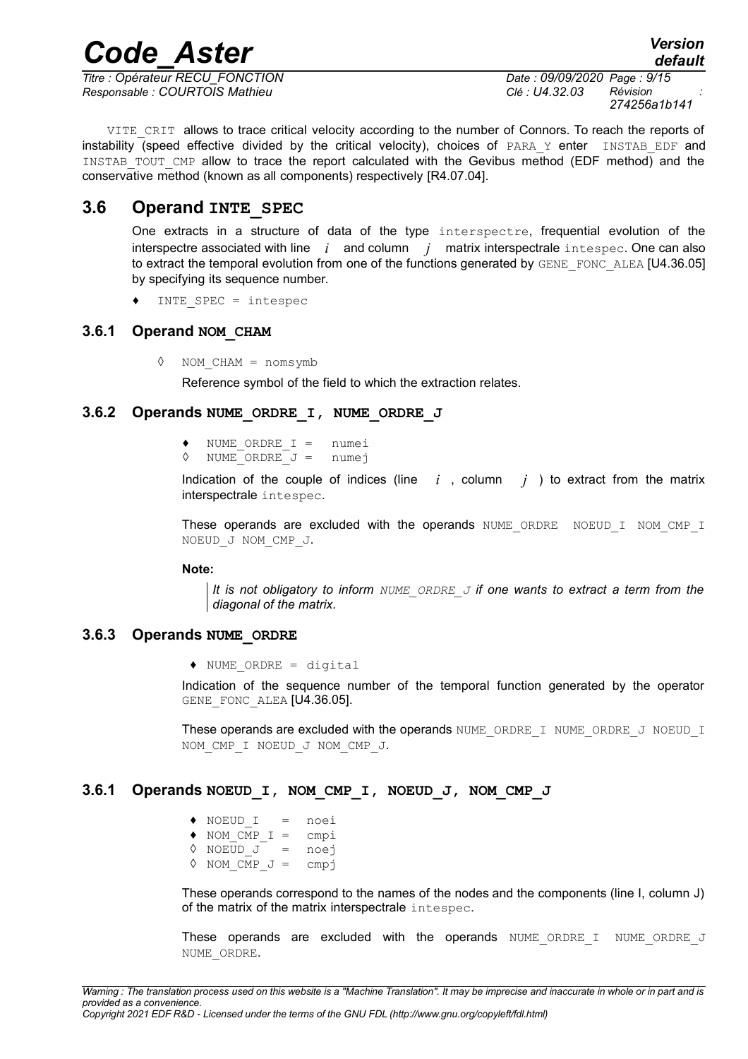VITE_CRIT allows to trace critical velocity according to the number of Connors. To reach the reports of instability (speed effective divided by the critical velocity), choices of PARA_Y enter INSTAB_EDF and INSTAB_TOUT_CMP allow to trace the report calculated with the Gevibus method (EDF method) and the conservative method (known as all components) respectively [R4.07.04].

## 3.6 Operand INTE_SPEC

One extracts in a structure of data of the type interspectre, frequential evolution of the interspectre associated with line $i$ and column $j$ matrix interspectrale intespec. One can also to extract the temporal evolution from one of the functions generated by GENE_FONC_ALEA [U4.36.05] by specifying its sequence number.

♦ INTE_SPEC = intespec

### 3.6.1 Operand NOM_CHAM

◊ NOM_CHAM = nomsymb

Reference symbol of the field to which the extraction relates.

### 3.6.2 Operands NUME_ORDRE_I, NUME_ORDRE_J

```
♦ NUME_ORDRE_I =  numei
◊ NUME_ORDRE_J =  numej
```

Indication of the couple of indices (line $i$ , column $j$ ) to extract from the matrix interspectrale intespec.

These operands are excluded with the operands NUME_ORDRE NOEUD_I NOM_CMP_I NOEUD_J NOM_CMP_J.

**Note:**

*It is not obligatory to inform NUME_ORDRE_J if one wants to extract a term from the diagonal of the matrix.*

### 3.6.3 Operands NUME_ORDRE

♦ NUME_ORDRE = digital

Indication of the sequence number of the temporal function generated by the operator GENE_FONC_ALEA [U4.36.05].

These operands are excluded with the operands NUME_ORDRE_I NUME_ORDRE_J NOEUD_I NOM_CMP_I NOEUD_J NOM_CMP_J.

### 3.6.1 Operands NOEUD_I, NOM_CMP_I, NOEUD_J, NOM_CMP_J

```
♦ NOEUD_I   =  noei
♦ NOM_CMP_I =  cmpi
◊ NOEUD_J   =  noej
◊ NOM_CMP_J =  cmpj
```

These operands correspond to the names of the nodes and the components (line I, column J) of the matrix of the matrix interspectrale intespec.

These operands are excluded with the operands NUME_ORDRE_I NUME_ORDRE_J NUME_ORDRE.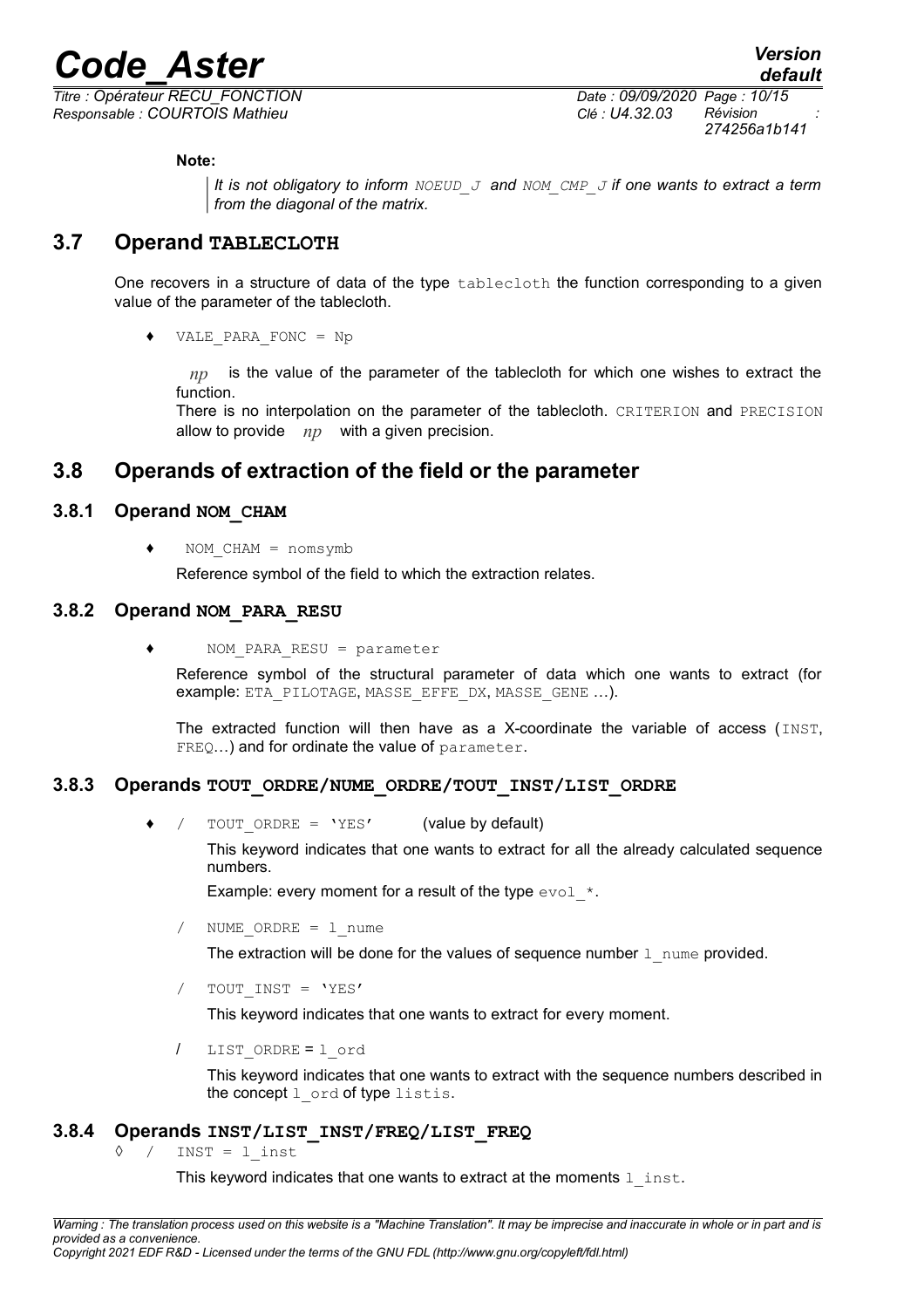**Note:**

> *It is not obligatory to inform* `NOEUD_J` *and* `NOM_CMP_J` *if one wants to extract a term from the diagonal of the matrix.*

## 3.7 Operand TABLECLOTH

One recovers in a structure of data of the type `tablecloth` the function corresponding to a given value of the parameter of the tablecloth.

♦ `VALE_PARA_FONC = Np`

$np$ is the value of the parameter of the tablecloth for which one wishes to extract the function.
There is no interpolation on the parameter of the tablecloth. `CRITERION` and `PRECISION` allow to provide $np$ with a given precision.

## 3.8 Operands of extraction of the field or the parameter

### 3.8.1 Operand NOM_CHAM

♦ `NOM_CHAM = nomsymb`

Reference symbol of the field to which the extraction relates.

### 3.8.2 Operand NOM_PARA_RESU

♦ `NOM_PARA_RESU = parameter`

Reference symbol of the structural parameter of data which one wants to extract (for example: `ETA_PILOTAGE`, `MASSE_EFFE_DX`, `MASSE_GENE` …).

The extracted function will then have as a X-coordinate the variable of access (`INST`, `FREQ`…) and for ordinate the value of `parameter`.

### 3.8.3 Operands TOUT_ORDRE/NUME_ORDRE/TOUT_INST/LIST_ORDRE

♦ / `TOUT_ORDRE = 'YES'` (value by default)

This keyword indicates that one wants to extract for all the already calculated sequence numbers.

Example: every moment for a result of the type `evol_*`.

/ `NUME_ORDRE = l_nume`

The extraction will be done for the values of sequence number `l_nume` provided.

/ `TOUT_INST = 'YES'`

This keyword indicates that one wants to extract for every moment.

/ `LIST_ORDRE = l_ord`

This keyword indicates that one wants to extract with the sequence numbers described in the concept `l_ord` of type `listis`.

### 3.8.4 Operands INST/LIST_INST/FREQ/LIST_FREQ

◊ / `INST = l_inst`

This keyword indicates that one wants to extract at the moments `l_inst`.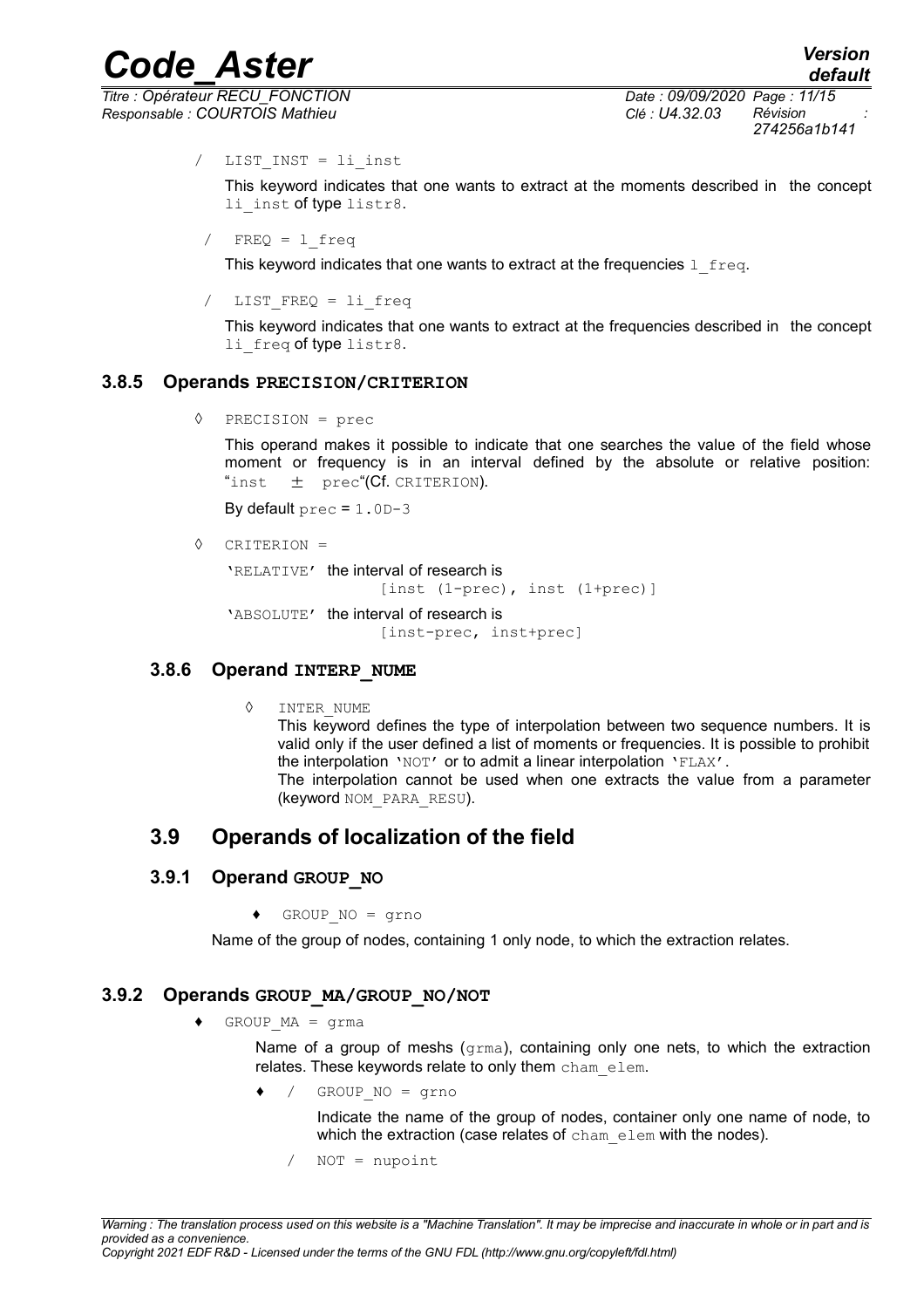/ `LIST_INST = li_inst`

This keyword indicates that one wants to extract at the moments described in the concept `li_inst` of type `listr8`.

/ `FREQ = l_freq`

This keyword indicates that one wants to extract at the frequencies `l_freq`.

/ `LIST_FREQ = li_freq`

This keyword indicates that one wants to extract at the frequencies described in the concept `li_freq` of type `listr8`.

### 3.8.5 Operands PRECISION/CRITERION

◊ `PRECISION = prec`

This operand makes it possible to indicate that one searches the value of the field whose moment or frequency is in an interval defined by the absolute or relative position: "inst ± prec"(Cf. CRITERION).

By default `prec` = `1.0D-3`

◊ `CRITERION =`

'RELATIVE' the interval of research is
[inst (1-prec), inst (1+prec)]

'ABSOLUTE' the interval of research is
[inst-prec, inst+prec]

### 3.8.6 Operand INTERP_NUME

◊ `INTER_NUME`

This keyword defines the type of interpolation between two sequence numbers. It is valid only if the user defined a list of moments or frequencies. It is possible to prohibit the interpolation 'NOT' or to admit a linear interpolation 'FLAX'.

The interpolation cannot be used when one extracts the value from a parameter (keyword `NOM_PARA_RESU`).

## 3.9 Operands of localization of the field

### 3.9.1 Operand GROUP_NO

♦ `GROUP_NO = grno`

Name of the group of nodes, containing 1 only node, to which the extraction relates.

### 3.9.2 Operands GROUP_MA/GROUP_NO/NOT

♦ `GROUP_MA = grma`

Name of a group of meshs (`grma`), containing only one nets, to which the extraction relates. These keywords relate to only them `cham_elem`.

♦ / `GROUP_NO = grno`

Indicate the name of the group of nodes, container only one name of node, to which the extraction (case relates of `cham_elem` with the nodes).

/ `NOT = nupoint`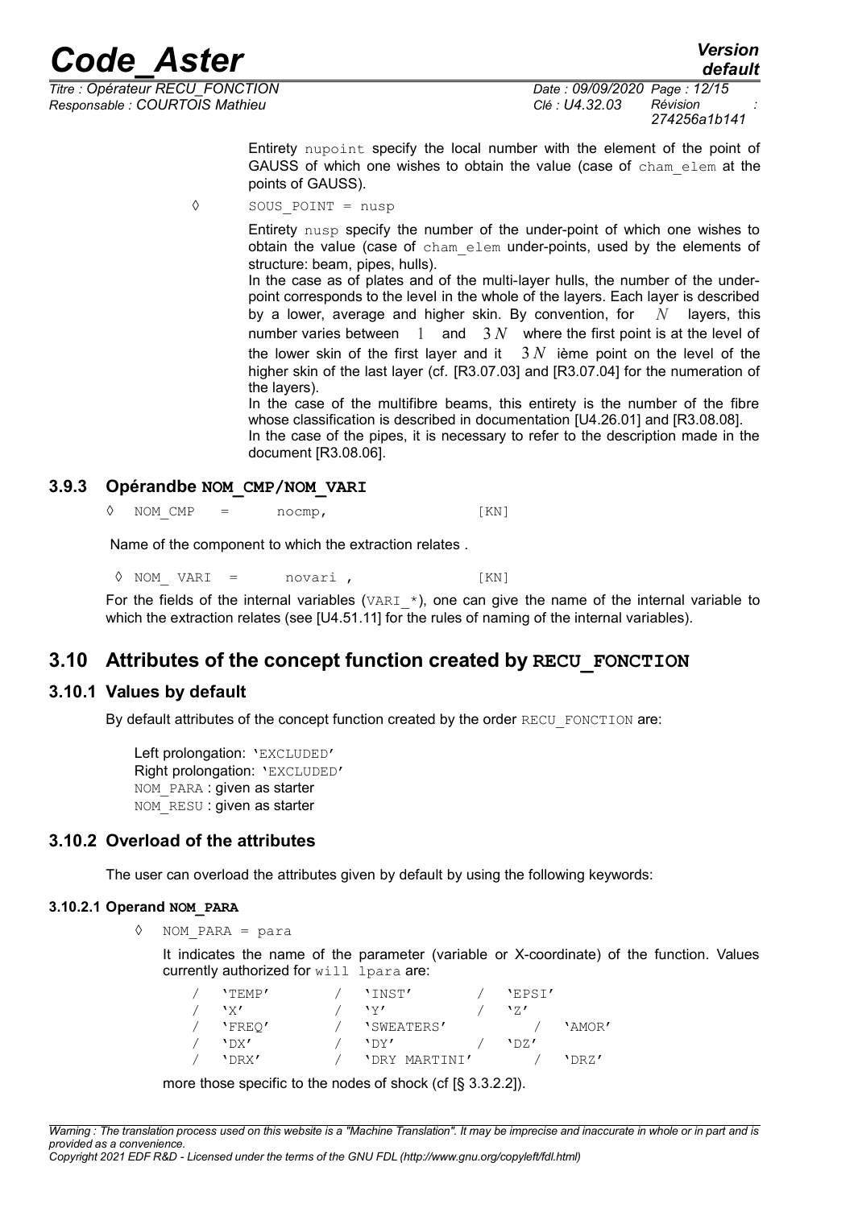Entirety nupoint specify the local number with the element of the point of GAUSS of which one wishes to obtain the value (case of cham_elem at the points of GAUSS).

◊ SOUS_POINT = nusp

Entirety nusp specify the number of the under-point of which one wishes to obtain the value (case of cham_elem under-points, used by the elements of structure: beam, pipes, hulls).
In the case as of plates and of the multi-layer hulls, the number of the under-point corresponds to the level in the whole of the layers. Each layer is described by a lower, average and higher skin. By convention, for $N$ layers, this number varies between $1$ and $3N$ where the first point is at the level of the lower skin of the first layer and it $3N$ ième point on the level of the higher skin of the last layer (cf. [R3.07.03] and [R3.07.04] for the numeration of the layers).
In the case of the multifibre beams, this entirety is the number of the fibre whose classification is described in documentation [U4.26.01] and [R3.08.08].
In the case of the pipes, it is necessary to refer to the description made in the document [R3.08.06].

### 3.9.3 Opérandbe **NOM_CMP/NOM_VARI**

```
◊  NOM_CMP   =      nocmp,                  [KN]
```

Name of the component to which the extraction relates .

```
◊ NOM_ VARI  =      novari ,                [KN]
```

For the fields of the internal variables (VARI_*), one can give the name of the internal variable to which the extraction relates (see [U4.51.11] for the rules of naming of the internal variables).

## 3.10 Attributes of the concept function created by **RECU_FONCTION**

### 3.10.1 Values by default

By default attributes of the concept function created by the order RECU_FONCTION are:

Left prolongation: 'EXCLUDED'
Right prolongation: 'EXCLUDED'
NOM_PARA : given as starter
NOM_RESU : given as starter

### 3.10.2 Overload of the attributes

The user can overload the attributes given by default by using the following keywords:

#### 3.10.2.1 Operand **NOM_PARA**

◊ NOM_PARA = para

It indicates the name of the parameter (variable or X-coordinate) of the function. Values currently authorized for will lpara are:

```
/  'TEMP'       /  'INST'         /  'EPSI'
/  'X'          /  'Y'            /  'Z'
/  'FREQ'       /  'SWEATERS'           /  'AMOR'
/  'DX'         /  'DY'           /  'DZ'
/  'DRX'        /  'DRY MARTINI'        /  'DRZ'
```

more those specific to the nodes of shock (cf [§ 3.3.2.2]).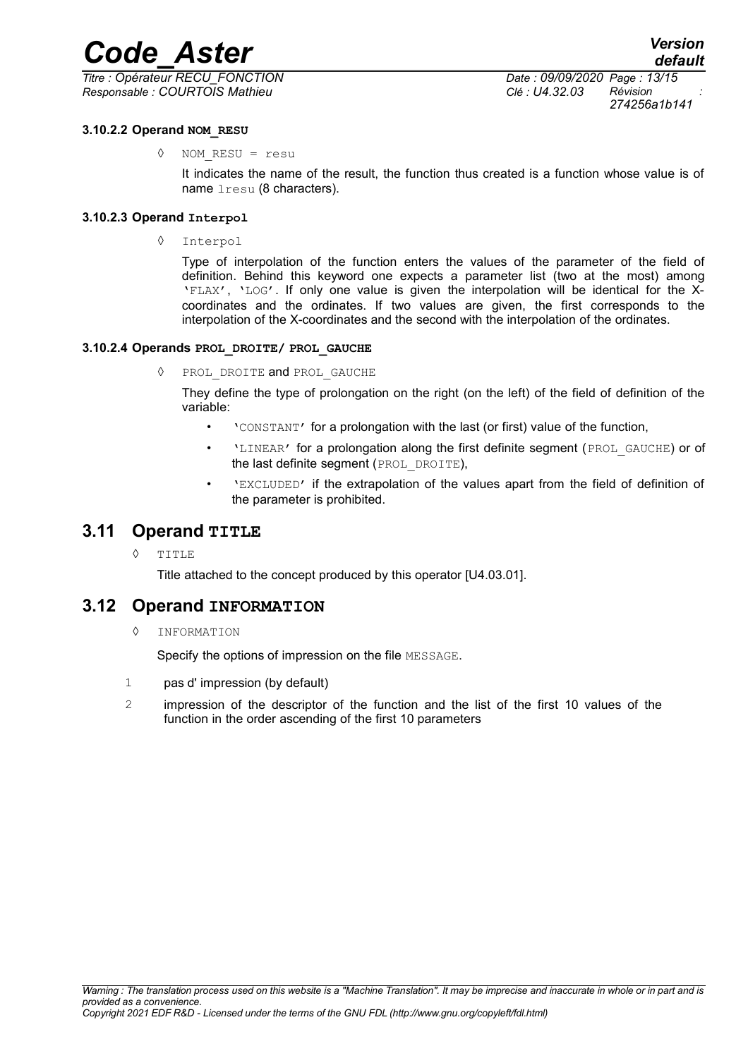#### 3.10.2.2 Operand NOM_RESU

◊ NOM_RESU = resu

It indicates the name of the result, the function thus created is a function whose value is of name lresu (8 characters).

#### 3.10.2.3 Operand Interpol

◊ Interpol

Type of interpolation of the function enters the values of the parameter of the field of definition. Behind this keyword one expects a parameter list (two at the most) among 'FLAX', 'LOG'. If only one value is given the interpolation will be identical for the X-coordinates and the ordinates. If two values are given, the first corresponds to the interpolation of the X-coordinates and the second with the interpolation of the ordinates.

#### 3.10.2.4 Operands PROL_DROITE/ PROL_GAUCHE

◊ PROL_DROITE and PROL_GAUCHE

They define the type of prolongation on the right (on the left) of the field of definition of the variable:

- 'CONSTANT' for a prolongation with the last (or first) value of the function,
- 'LINEAR' for a prolongation along the first definite segment (PROL_GAUCHE) or of the last definite segment (PROL_DROITE),
- 'EXCLUDED' if the extrapolation of the values apart from the field of definition of the parameter is prohibited.

## 3.11 Operand TITLE

◊ TITLE

Title attached to the concept produced by this operator [U4.03.01].

## 3.12 Operand INFORMATION

◊ INFORMATION

Specify the options of impression on the file MESSAGE.

1 pas d' impression (by default)

2 impression of the descriptor of the function and the list of the first 10 values of the function in the order ascending of the first 10 parameters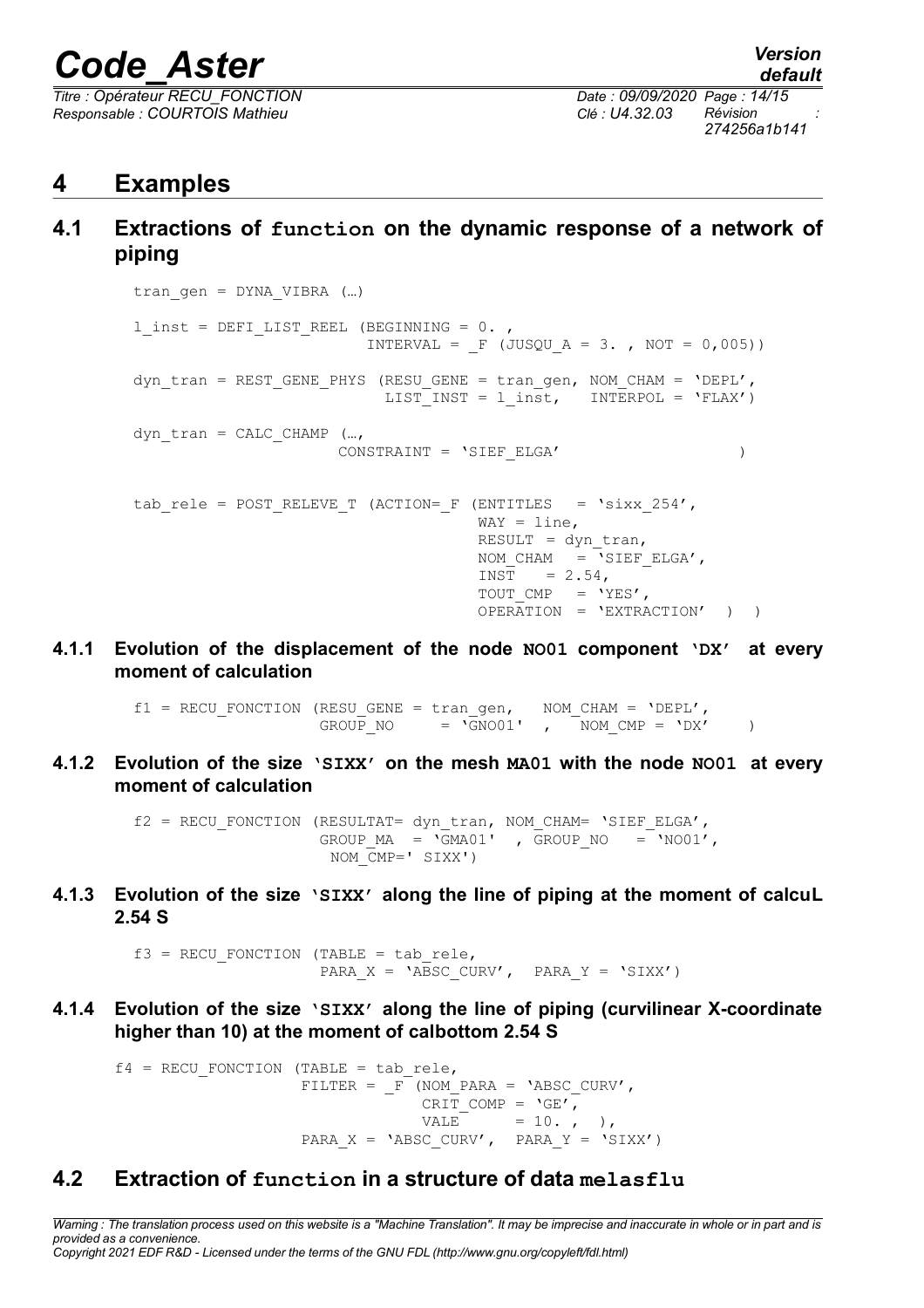# 4 Examples

## 4.1 Extractions of `function` on the dynamic response of a network of piping

```
tran_gen = DYNA_VIBRA (…)

l_inst = DEFI_LIST_REEL (BEGINNING = 0. ,
                         INTERVAL = _F (JUSQU_A = 3. , NOT = 0,005))

dyn_tran = REST_GENE_PHYS (RESU_GENE = tran_gen, NOM_CHAM = 'DEPL',
                           LIST_INST = l_inst,   INTERPOL = 'FLAX')

dyn_tran = CALC_CHAMP (…,
                       CONSTRAINT = 'SIEF_ELGA'                    )


tab_rele = POST_RELEVE_T (ACTION=_F (ENTITLES   = 'sixx_254',
                                     WAY = line,
                                     RESULT = dyn_tran,
                                     NOM_CHAM   = 'SIEF_ELGA',
                                     INST   = 2.54,
                                     TOUT_CMP   = 'YES',
                                     OPERATION  = 'EXTRACTION'  )  )
```

### 4.1.1 Evolution of the displacement of the node NO01 component 'DX' at every moment of calculation

```
f1 = RECU_FONCTION (RESU_GENE = tran_gen,   NOM_CHAM = 'DEPL',
                    GROUP_NO      = 'GNO01'  ,   NOM_CMP = 'DX'    )
```

### 4.1.2 Evolution of the size 'SIXX' on the mesh MA01 with the node NO01 at every moment of calculation

```
f2 = RECU_FONCTION (RESULTAT= dyn_tran, NOM_CHAM= 'SIEF_ELGA',
                    GROUP_MA   = 'GMA01'  , GROUP_NO    = 'NO01',
                     NOM_CMP=' SIXX')
```

### 4.1.3 Evolution of the size 'SIXX' along the line of piping at the moment of calcuL 2.54 S

```
f3 = RECU_FONCTION (TABLE = tab_rele,
                    PARA_X = 'ABSC_CURV',  PARA_Y = 'SIXX')
```

### 4.1.4 Evolution of the size 'SIXX' along the line of piping (curvilinear X-coordinate higher than 10) at the moment of calbottom 2.54 S

```
f4 = RECU_FONCTION (TABLE = tab_rele,
                    FILTER = _F (NOM_PARA = 'ABSC_CURV',
                                 CRIT_COMP = 'GE',
                                 VALE      = 10. ,  ),
                    PARA_X = 'ABSC_CURV',  PARA_Y = 'SIXX')
```

## 4.2 Extraction of `function` in a structure of data `melasflu`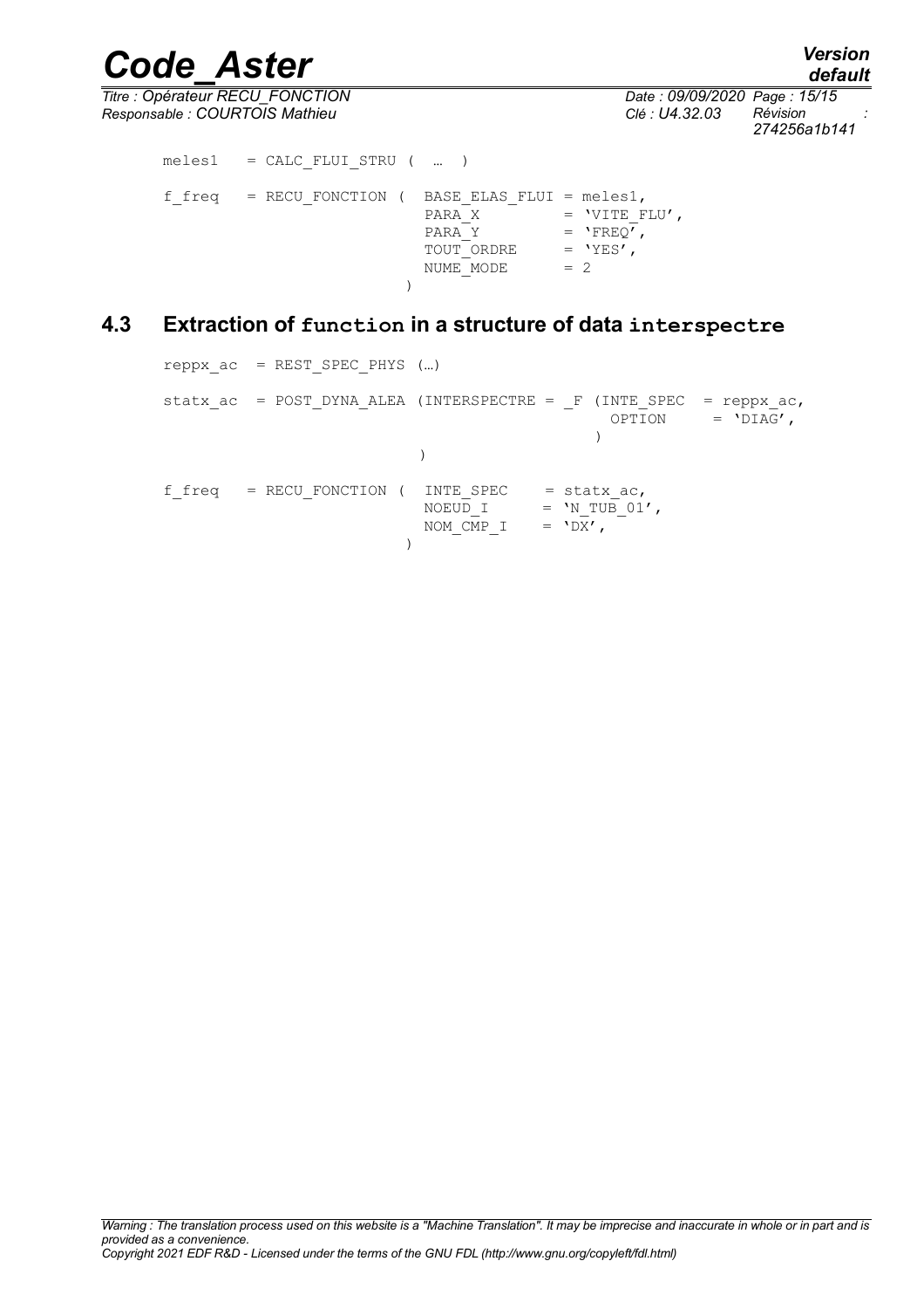```
meles1   = CALC_FLUI_STRU (  …  )

f_freq   = RECU_FONCTION (  BASE_ELAS_FLUI = meles1,
                            PARA_X         = 'VITE_FLU',
                            PARA_Y         = 'FREQ',
                            TOUT_ORDRE     = 'YES',
                            NUME_MODE      = 2
                          )
```

## 4.3 Extraction of `function` in a structure of data `interspectre`

```
reppx_ac  = REST_SPEC_PHYS (…)

statx_ac  = POST_DYNA_ALEA (INTERSPECTRE = _F (INTE_SPEC  = reppx_ac,
                                               OPTION     = 'DIAG',
                                              )
                           )

f_freq   = RECU_FONCTION (  INTE_SPEC    = statx_ac,
                            NOEUD_I      = 'N_TUB_01',
                            NOM_CMP_I    = 'DX',
                          )
```